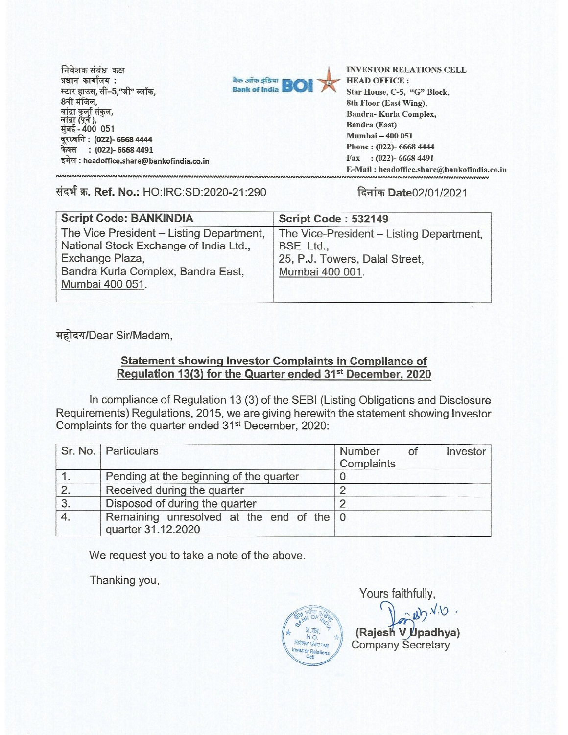निवेशक संबंध कक्ष
प्रधान कार्यालय :
स्टार हाउस, सी-5,"जी" ब्लॉक,
8वी मंजिल,
बांद्रा कुर्ला संकुल,
बांद्रा (पूर्व),
मुंबई - 400 051
दूरध्वनि : (022)- 6668 4444
फेक्स : (022)- 6668 4491
इमेल : headoffice.share@bankofindia.co.in

बैंक ऑफ़ इंडिया Bank of India BOI

**INVESTOR RELATIONS CELL**
**HEAD OFFICE :**
Star House, C-5, "G" Block,
8th Floor (East Wing),
Bandra- Kurla Complex,
Bandra (East)
Mumbai – 400 051
Phone : (022)- 6668 4444
Fax : (022)- 6668 4491
E-Mail : headoffice.share@bankofindia.co.in

संदर्भ क्र. **Ref. No.:** HO:IRC:SD:2020-21:290

दिनांक **Date**02/01/2021

| **Script Code: BANKINDIA** | **Script Code : 532149** |
|---|---|
| The Vice President – Listing Department, National Stock Exchange of India Ltd., Exchange Plaza, Bandra Kurla Complex, Bandra East, Mumbai 400 051. | The Vice-President – Listing Department, BSE Ltd., 25, P.J. Towers, Dalal Street, Mumbai 400 001. |

महोदय/Dear Sir/Madam,

**Statement showing Investor Complaints in Compliance of Regulation 13(3) for the Quarter ended 31st December, 2020**

In compliance of Regulation 13 (3) of the SEBI (Listing Obligations and Disclosure Requirements) Regulations, 2015, we are giving herewith the statement showing Investor Complaints for the quarter ended 31st December, 2020:

| Sr. No. | Particulars | Number of Investor Complaints |
|---|---|---|
| 1. | Pending at the beginning of the quarter | 0 |
| 2. | Received during the quarter | 2 |
| 3. | Disposed of during the quarter | 2 |
| 4. | Remaining unresolved at the end of the quarter 31.12.2020 | 0 |

We request you to take a note of the above.

Thanking you,

Yours faithfully,

(Rajesh V Upadhya)
Company Secretary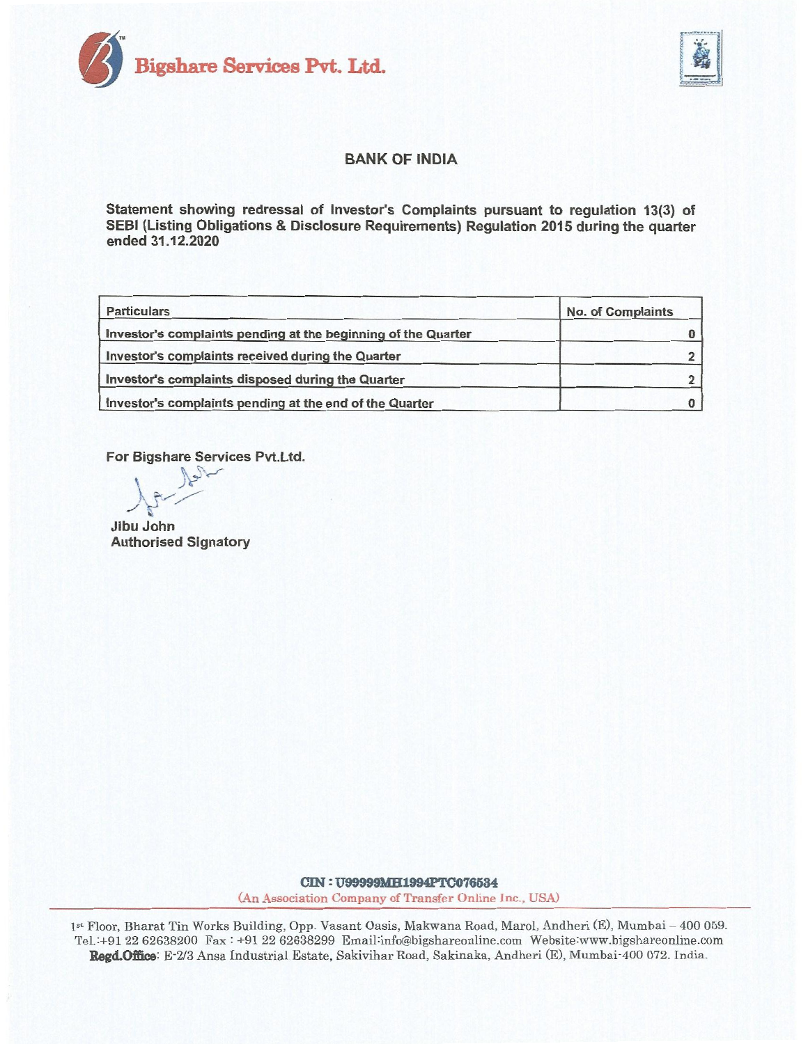# Bigshare Services Pvt. Ltd.

## BANK OF INDIA

**Statement showing redressal of Investor's Complaints pursuant to regulation 13(3) of SEBI (Listing Obligations & Disclosure Requirements) Regulation 2015 during the quarter ended 31.12.2020**

| Particulars | No. of Complaints |
|---|---|
| Investor's complaints pending at the beginning of the Quarter | 0 |
| Investor's complaints received during the Quarter | 2 |
| Investor's complaints disposed during the Quarter | 2 |
| Investor's complaints pending at the end of the Quarter | 0 |

**For Bigshare Services Pvt.Ltd.**

**Jibu John**
**Authorised Signatory**

CIN : U99999MH1994PTC076534
(An Association Company of Transfer Online Inc., USA)

1st Floor, Bharat Tin Works Building, Opp. Vasant Oasis, Makwana Road, Marol, Andheri (E), Mumbai – 400 059. Tel.:+91 22 62638200 Fax : +91 22 62638299 Email:info@bigshareonline.com Website:www.bigshareonline.com
**Regd.Office**: E-2/3 Ansa Industrial Estate, Sakivihar Road, Sakinaka, Andheri (E), Mumbai-400 072. India.